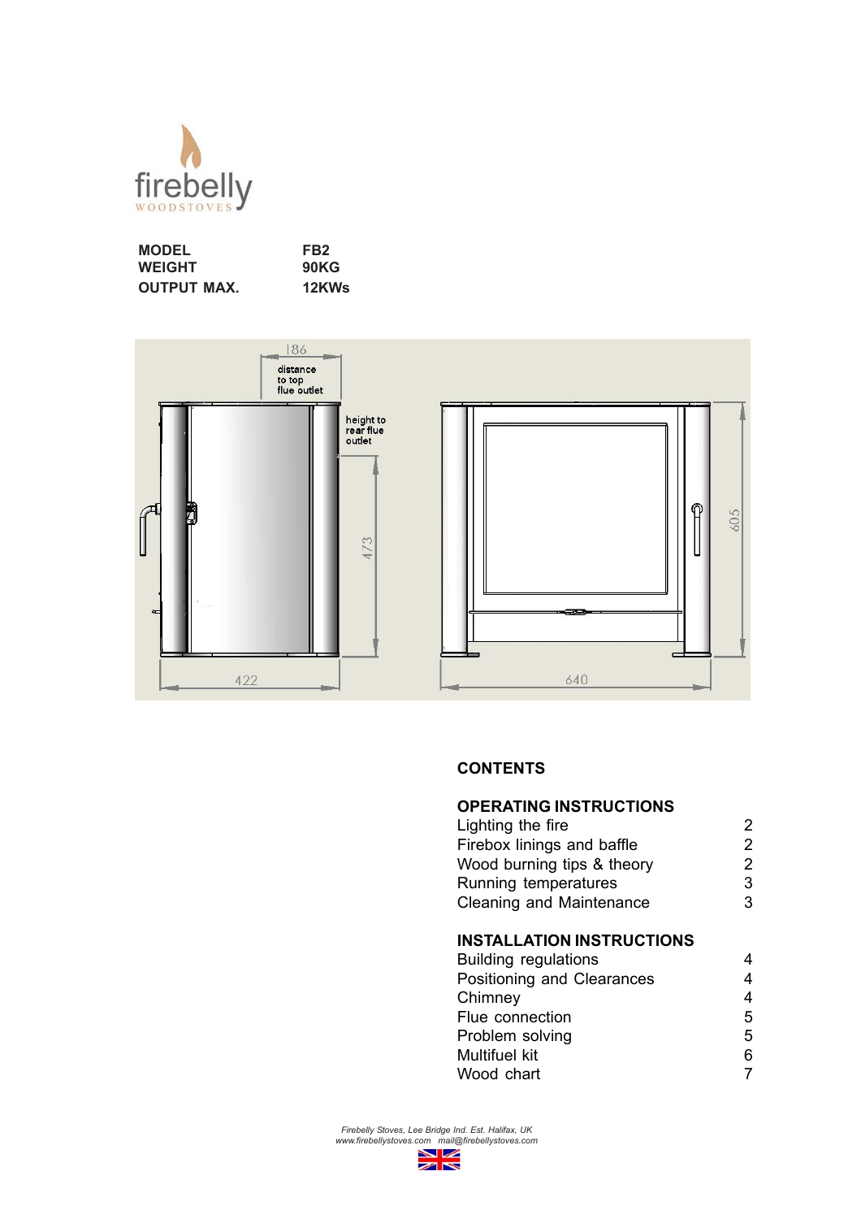firebelly WOODSTOVES

| | |
|---|---|
| **MODEL** | **FB2** |
| **WEIGHT** | **90KG** |
| **OUTPUT MAX.** | **12KWs** |

186
distance to top flue outlet

height to rear flue outlet

473

422

605

640

## CONTENTS

### OPERATING INSTRUCTIONS

| | |
|---|---|
| Lighting the fire | 2 |
| Firebox linings and baffle | 2 |
| Wood burning tips & theory | 2 |
| Running temperatures | 3 |
| Cleaning and Maintenance | 3 |

### INSTALLATION INSTRUCTIONS

| | |
|---|---|
| Building regulations | 4 |
| Positioning and Clearances | 4 |
| Chimney | 4 |
| Flue connection | 5 |
| Problem solving | 5 |
| Multifuel kit | 6 |
| Wood chart | 7 |

*Firebelly Stoves, Lee Bridge Ind. Est. Halifax, UK*
*www.firebellystoves.com mail@firebellystoves.com*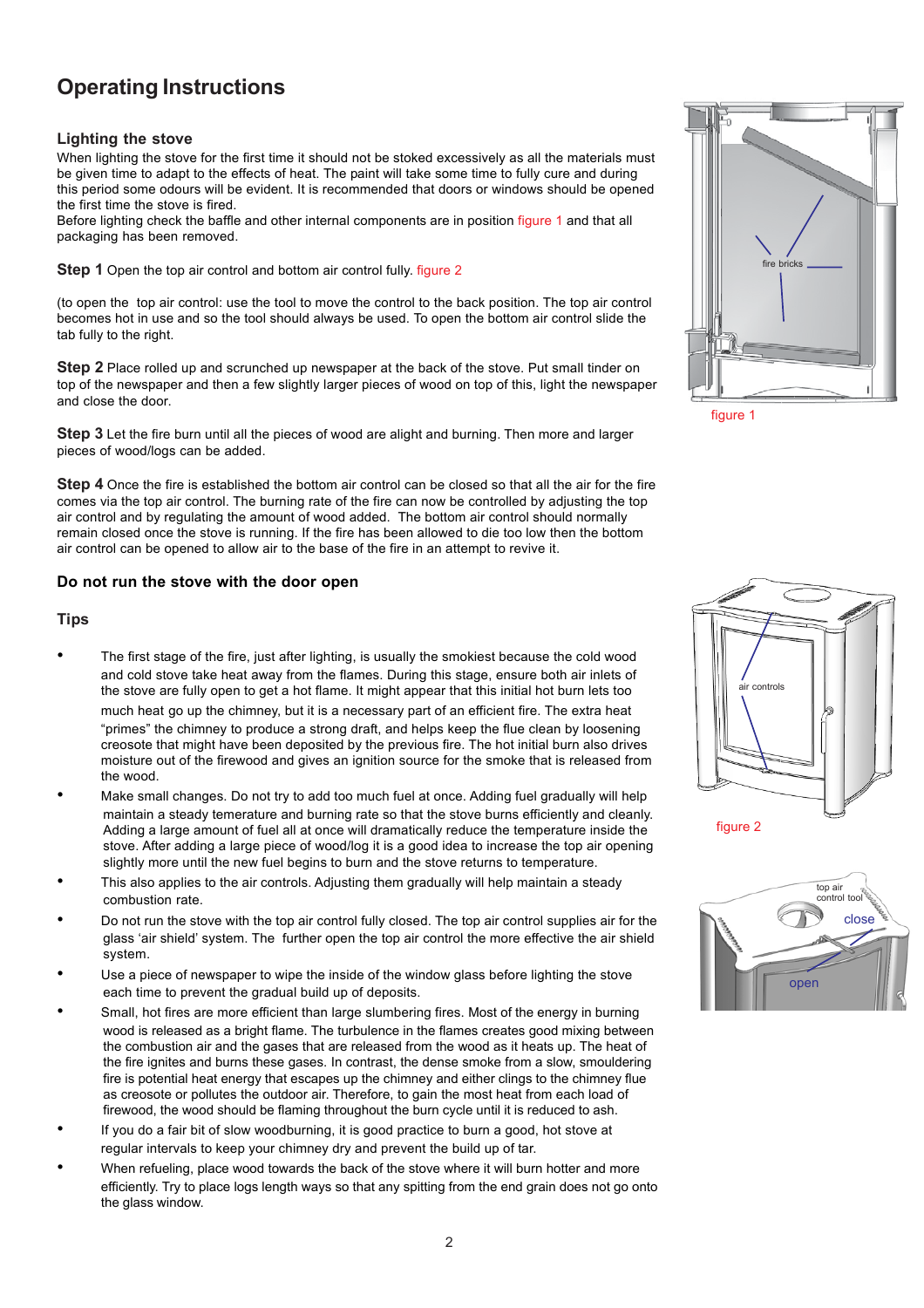# Operating Instructions

## Lighting the stove

When lighting the stove for the first time it should not be stoked excessively as all the materials must be given time to adapt to the effects of heat. The paint will take some time to fully cure and during this period some odours will be evident. It is recommended that doors or windows should be opened the first time the stove is fired.
Before lighting check the baffle and other internal components are in position figure 1 and that all packaging has been removed.

**Step 1** Open the top air control and bottom air control fully. figure 2

(to open the top air control: use the tool to move the control to the back position. The top air control becomes hot in use and so the tool should always be used. To open the bottom air control slide the tab fully to the right.

**Step 2** Place rolled up and scrunched up newspaper at the back of the stove. Put small tinder on top of the newspaper and then a few slightly larger pieces of wood on top of this, light the newspaper and close the door.

**Step 3** Let the fire burn until all the pieces of wood are alight and burning. Then more and larger pieces of wood/logs can be added.

**Step 4** Once the fire is established the bottom air control can be closed so that all the air for the fire comes via the top air control. The burning rate of the fire can now be controlled by adjusting the top air control and by regulating the amount of wood added. The bottom air control should normally remain closed once the stove is running. If the fire has been allowed to die too low then the bottom air control can be opened to allow air to the base of the fire in an attempt to revive it.

fire bricks

figure 1

air controls

figure 2

top air control tool

close

open

### Do not run the stove with the door open

### Tips

- The first stage of the fire, just after lighting, is usually the smokiest because the cold wood and cold stove take heat away from the flames. During this stage, ensure both air inlets of the stove are fully open to get a hot flame. It might appear that this initial hot burn lets too much heat go up the chimney, but it is a necessary part of an efficient fire. The extra heat "primes" the chimney to produce a strong draft, and helps keep the flue clean by loosening creosote that might have been deposited by the previous fire. The hot initial burn also drives moisture out of the firewood and gives an ignition source for the smoke that is released from the wood.
- Make small changes. Do not try to add too much fuel at once. Adding fuel gradually will help maintain a steady temerature and burning rate so that the stove burns efficiently and cleanly. Adding a large amount of fuel all at once will dramatically reduce the temperature inside the stove. After adding a large piece of wood/log it is a good idea to increase the top air opening slightly more until the new fuel begins to burn and the stove returns to temperature.
- This also applies to the air controls. Adjusting them gradually will help maintain a steady combustion rate.
- Do not run the stove with the top air control fully closed. The top air control supplies air for the glass 'air shield' system. The further open the top air control the more effective the air shield system.
- Use a piece of newspaper to wipe the inside of the window glass before lighting the stove each time to prevent the gradual build up of deposits.
- Small, hot fires are more efficient than large slumbering fires. Most of the energy in burning wood is released as a bright flame. The turbulence in the flames creates good mixing between the combustion air and the gases that are released from the wood as it heats up. The heat of the fire ignites and burns these gases. In contrast, the dense smoke from a slow, smouldering fire is potential heat energy that escapes up the chimney and either clings to the chimney flue as creosote or pollutes the outdoor air. Therefore, to gain the most heat from each load of firewood, the wood should be flaming throughout the burn cycle until it is reduced to ash.
- If you do a fair bit of slow woodburning, it is good practice to burn a good, hot stove at regular intervals to keep your chimney dry and prevent the build up of tar.
- When refueling, place wood towards the back of the stove where it will burn hotter and more efficiently. Try to place logs length ways so that any spitting from the end grain does not go onto the glass window.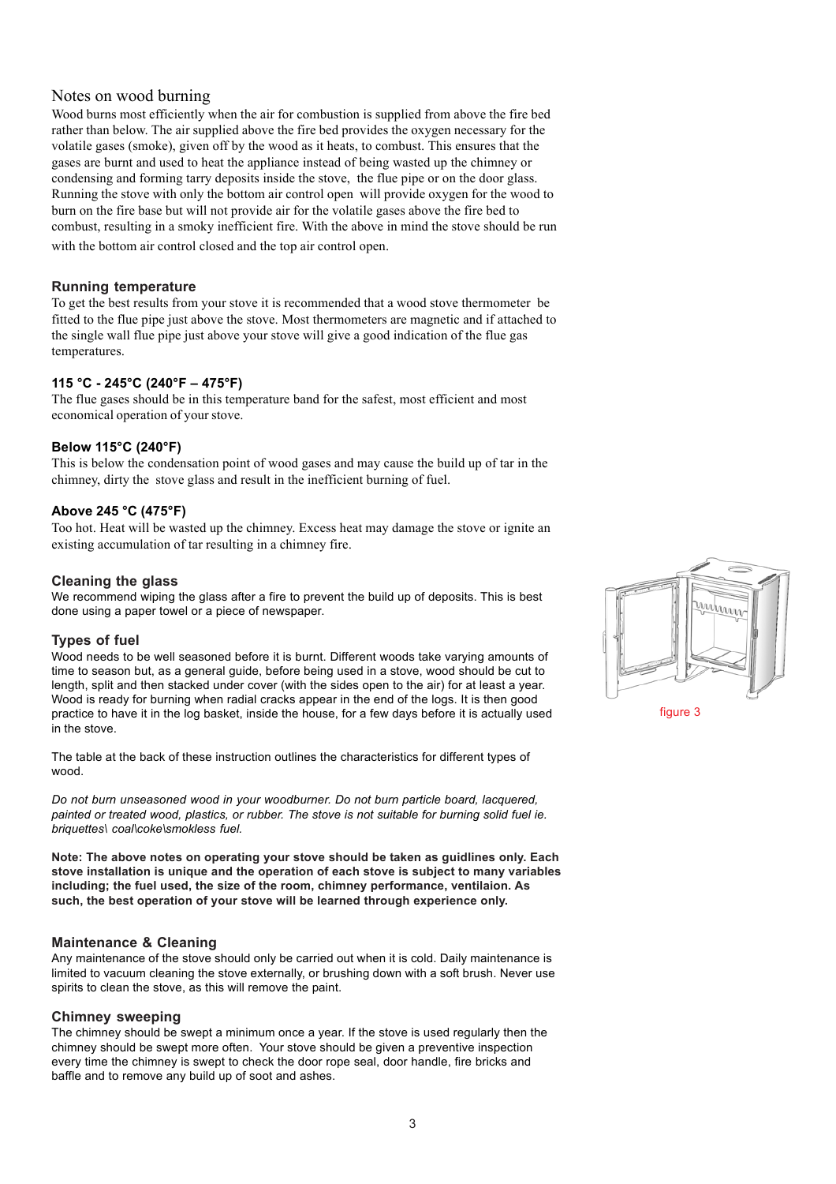## Notes on wood burning

Wood burns most efficiently when the air for combustion is supplied from above the fire bed rather than below. The air supplied above the fire bed provides the oxygen necessary for the volatile gases (smoke), given off by the wood as it heats, to combust. This ensures that the gases are burnt and used to heat the appliance instead of being wasted up the chimney or condensing and forming tarry deposits inside the stove, the flue pipe or on the door glass. Running the stove with only the bottom air control open will provide oxygen for the wood to burn on the fire base but will not provide air for the volatile gases above the fire bed to combust, resulting in a smoky inefficient fire. With the above in mind the stove should be run with the bottom air control closed and the top air control open.

### Running temperature

To get the best results from your stove it is recommended that a wood stove thermometer be fitted to the flue pipe just above the stove. Most thermometers are magnetic and if attached to the single wall flue pipe just above your stove will give a good indication of the flue gas temperatures.

#### 115 °C - 245°C (240°F – 475°F)

The flue gases should be in this temperature band for the safest, most efficient and most economical operation of your stove.

#### Below 115°C (240°F)

This is below the condensation point of wood gases and may cause the build up of tar in the chimney, dirty the stove glass and result in the inefficient burning of fuel.

#### Above 245 °C (475°F)

Too hot. Heat will be wasted up the chimney. Excess heat may damage the stove or ignite an existing accumulation of tar resulting in a chimney fire.

### Cleaning the glass

We recommend wiping the glass after a fire to prevent the build up of deposits. This is best done using a paper towel or a piece of newspaper.

figure 3

### Types of fuel

Wood needs to be well seasoned before it is burnt. Different woods take varying amounts of time to season but, as a general guide, before being used in a stove, wood should be cut to length, split and then stacked under cover (with the sides open to the air) for at least a year. Wood is ready for burning when radial cracks appear in the end of the logs. It is then good practice to have it in the log basket, inside the house, for a few days before it is actually used in the stove.

The table at the back of these instruction outlines the characteristics for different types of wood.

*Do not burn unseasoned wood in your woodburner. Do not burn particle board, lacquered, painted or treated wood, plastics, or rubber. The stove is not suitable for burning solid fuel ie. briquettes\ coal\coke\smokless fuel.*

**Note: The above notes on operating your stove should be taken as guidlines only. Each stove installation is unique and the operation of each stove is subject to many variables including; the fuel used, the size of the room, chimney performance, ventilaion. As such, the best operation of your stove will be learned through experience only.**

### Maintenance & Cleaning

Any maintenance of the stove should only be carried out when it is cold. Daily maintenance is limited to vacuum cleaning the stove externally, or brushing down with a soft brush. Never use spirits to clean the stove, as this will remove the paint.

### Chimney sweeping

The chimney should be swept a minimum once a year. If the stove is used regularly then the chimney should be swept more often. Your stove should be given a preventive inspection every time the chimney is swept to check the door rope seal, door handle, fire bricks and baffle and to remove any build up of soot and ashes.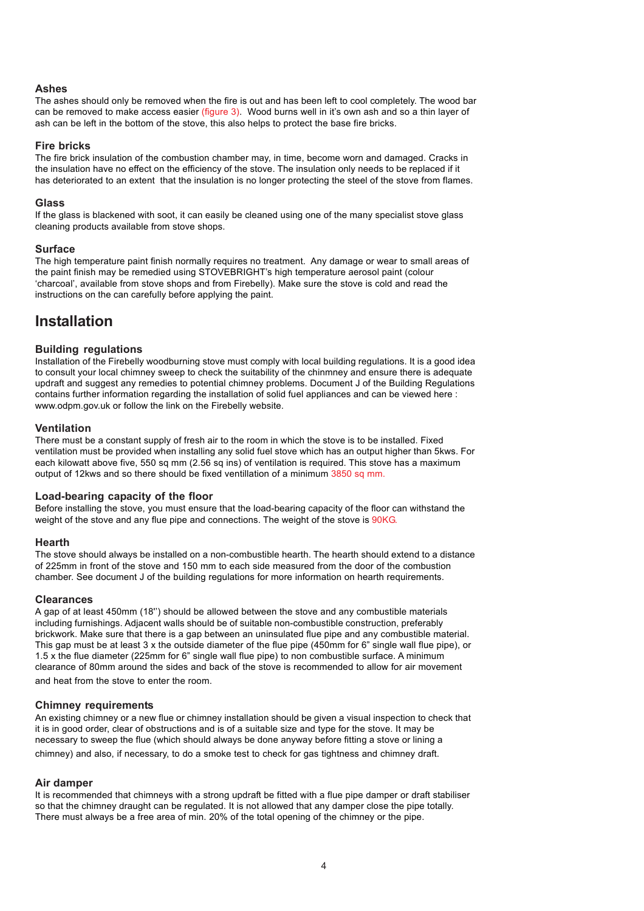### Ashes

The ashes should only be removed when the fire is out and has been left to cool completely. The wood bar can be removed to make access easier (figure 3). Wood burns well in it's own ash and so a thin layer of ash can be left in the bottom of the stove, this also helps to protect the base fire bricks.

### Fire bricks

The fire brick insulation of the combustion chamber may, in time, become worn and damaged. Cracks in the insulation have no effect on the efficiency of the stove. The insulation only needs to be replaced if it has deteriorated to an extent that the insulation is no longer protecting the steel of the stove from flames.

### Glass

If the glass is blackened with soot, it can easily be cleaned using one of the many specialist stove glass cleaning products available from stove shops.

### Surface

The high temperature paint finish normally requires no treatment. Any damage or wear to small areas of the paint finish may be remedied using STOVEBRIGHT's high temperature aerosol paint (colour 'charcoal', available from stove shops and from Firebelly). Make sure the stove is cold and read the instructions on the can carefully before applying the paint.

## Installation

### Building regulations

Installation of the Firebelly woodburning stove must comply with local building regulations. It is a good idea to consult your local chimney sweep to check the suitability of the chinmney and ensure there is adequate updraft and suggest any remedies to potential chimney problems. Document J of the Building Regulations contains further information regarding the installation of solid fuel appliances and can be viewed here : www.odpm.gov.uk or follow the link on the Firebelly website.

### Ventilation

There must be a constant supply of fresh air to the room in which the stove is to be installed. Fixed ventilation must be provided when installing any solid fuel stove which has an output higher than 5kws. For each kilowatt above five, 550 sq mm (2.56 sq ins) of ventilation is required. This stove has a maximum output of 12kws and so there should be fixed ventillation of a minimum 3850 sq mm.

### Load-bearing capacity of the floor

Before installing the stove, you must ensure that the load-bearing capacity of the floor can withstand the weight of the stove and any flue pipe and connections. The weight of the stove is 90KG.

### Hearth

The stove should always be installed on a non-combustible hearth. The hearth should extend to a distance of 225mm in front of the stove and 150 mm to each side measured from the door of the combustion chamber. See document J of the building regulations for more information on hearth requirements.

### Clearances

A gap of at least 450mm (18'') should be allowed between the stove and any combustible materials including furnishings. Adjacent walls should be of suitable non-combustible construction, preferably brickwork. Make sure that there is a gap between an uninsulated flue pipe and any combustible material. This gap must be at least 3 x the outside diameter of the flue pipe (450mm for 6" single wall flue pipe), or 1.5 x the flue diameter (225mm for 6" single wall flue pipe) to non combustible surface. A minimum clearance of 80mm around the sides and back of the stove is recommended to allow for air movement and heat from the stove to enter the room.

### Chimney requirements

An existing chimney or a new flue or chimney installation should be given a visual inspection to check that it is in good order, clear of obstructions and is of a suitable size and type for the stove. It may be necessary to sweep the flue (which should always be done anyway before fitting a stove or lining a chimney) and also, if necessary, to do a smoke test to check for gas tightness and chimney draft.

### Air damper

It is recommended that chimneys with a strong updraft be fitted with a flue pipe damper or draft stabiliser so that the chimney draught can be regulated. It is not allowed that any damper close the pipe totally. There must always be a free area of min. 20% of the total opening of the chimney or the pipe.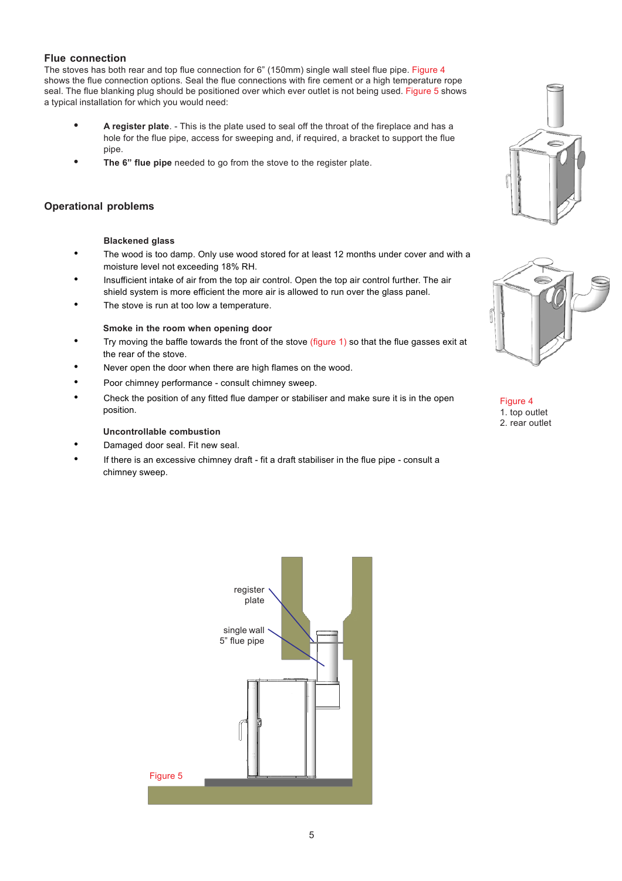## Flue connection

The stoves has both rear and top flue connection for 6" (150mm) single wall steel flue pipe. Figure 4 shows the flue connection options. Seal the flue connections with fire cement or a high temperature rope seal. The flue blanking plug should be positioned over which ever outlet is not being used. Figure 5 shows a typical installation for which you would need:

- **A register plate**. - This is the plate used to seal off the throat of the fireplace and has a hole for the flue pipe, access for sweeping and, if required, a bracket to support the flue pipe.
- **The 6" flue pipe** needed to go from the stove to the register plate.

Figure 4
1. top outlet
2. rear outlet

## Operational problems

**Blackened glass**

- The wood is too damp. Only use wood stored for at least 12 months under cover and with a moisture level not exceeding 18% RH.
- Insufficient intake of air from the top air control. Open the top air control further. The air shield system is more efficient the more air is allowed to run over the glass panel.
- The stove is run at too low a temperature.

**Smoke in the room when opening door**

- Try moving the baffle towards the front of the stove (figure 1) so that the flue gasses exit at the rear of the stove.
- Never open the door when there are high flames on the wood.
- Poor chimney performance - consult chimney sweep.
- Check the position of any fitted flue damper or stabiliser and make sure it is in the open position.

**Uncontrollable combustion**

- Damaged door seal. Fit new seal.
- If there is an excessive chimney draft - fit a draft stabiliser in the flue pipe - consult a chimney sweep.

register plate

single wall 5" flue pipe

Figure 5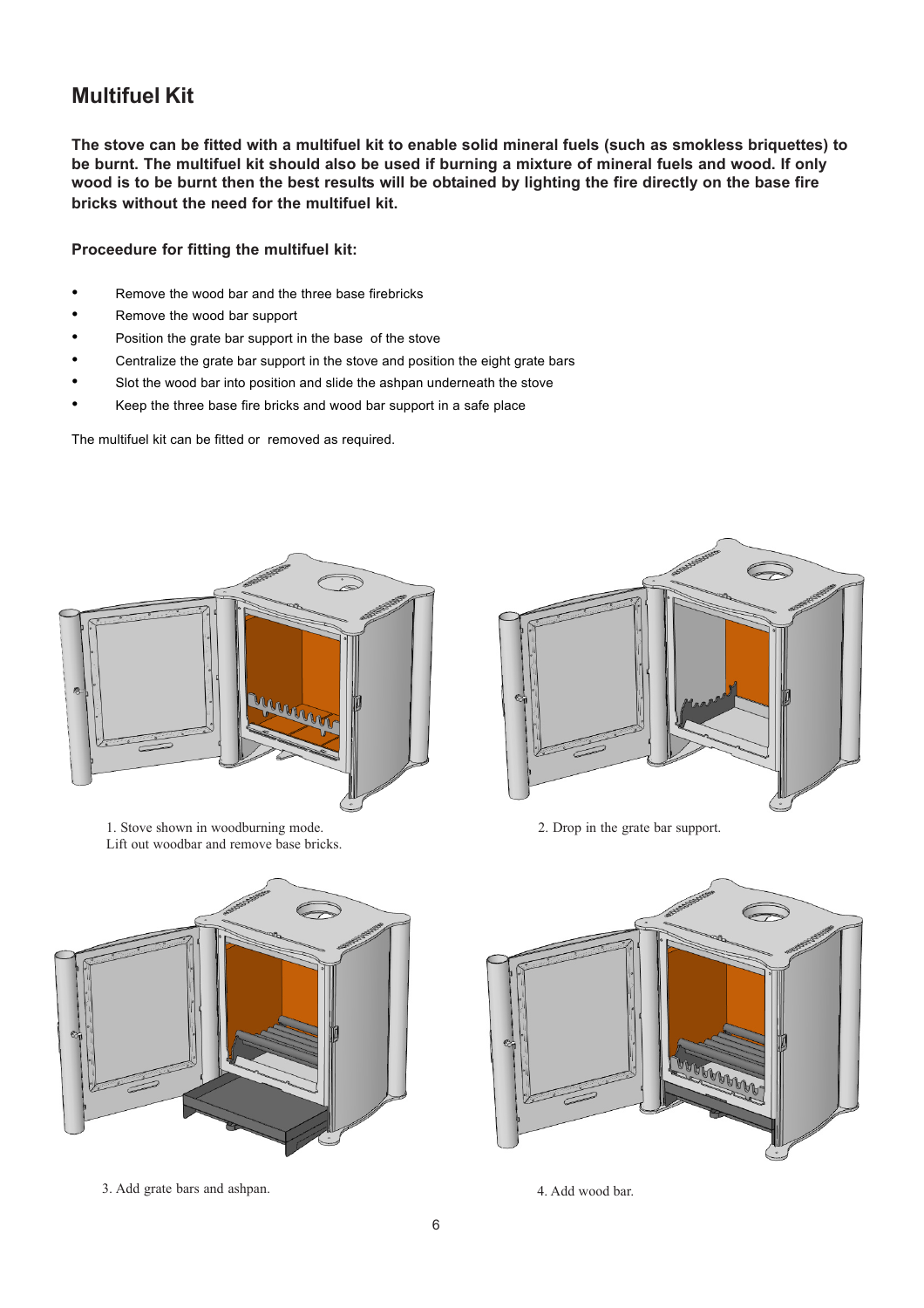## Multifuel Kit

**The stove can be fitted with a multifuel kit to enable solid mineral fuels (such as smokless briquettes) to be burnt. The multifuel kit should also be used if burning a mixture of mineral fuels and wood. If only wood is to be burnt then the best results will be obtained by lighting the fire directly on the base fire bricks without the need for the multifuel kit.**

**Proceedure for fitting the multifuel kit:**

- Remove the wood bar and the three base firebricks
- Remove the wood bar support
- Position the grate bar support in the base of the stove
- Centralize the grate bar support in the stove and position the eight grate bars
- Slot the wood bar into position and slide the ashpan underneath the stove
- Keep the three base fire bricks and wood bar support in a safe place

The multifuel kit can be fitted or removed as required.

1. Stove shown in woodburning mode.
Lift out woodbar and remove base bricks.

2. Drop in the grate bar support.

3. Add grate bars and ashpan.

4. Add wood bar.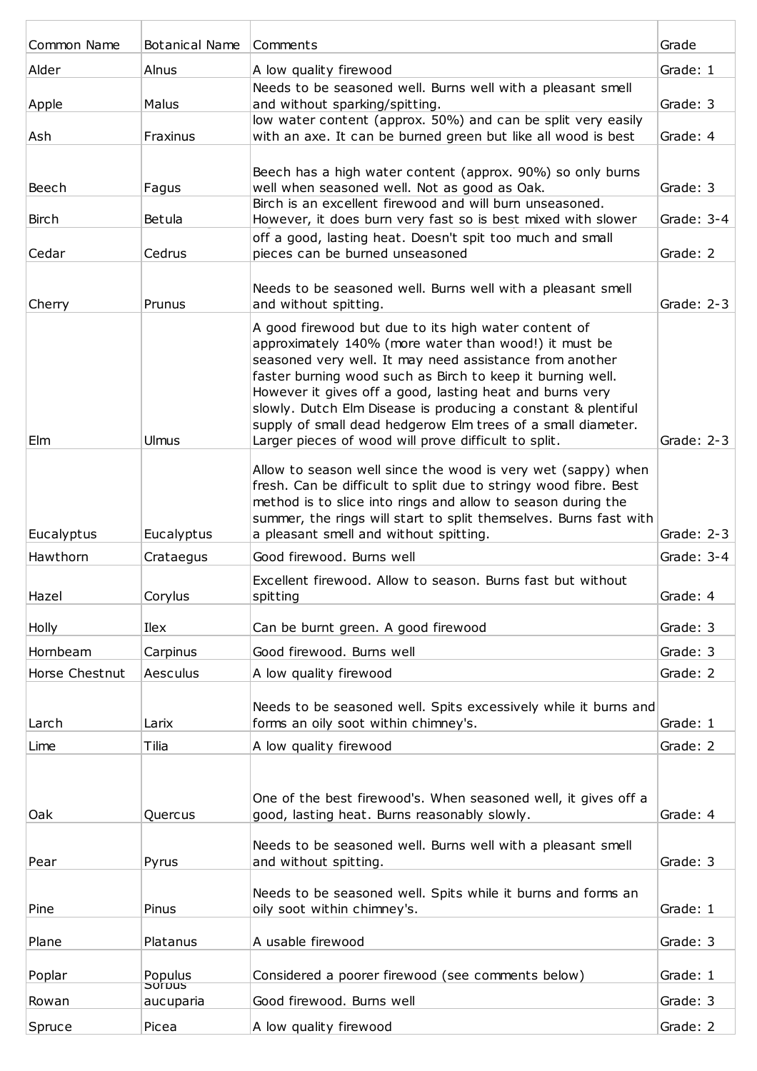| Common Name | Botanical Name | Comments | Grade |
|---|---|---|---|
| Alder | Alnus | A low quality firewood | Grade: 1 |
| Apple | Malus | Needs to be seasoned well. Burns well with a pleasant smell and without sparking/spitting. | Grade: 3 |
| Ash | Fraxinus | low water content (approx. 50%) and can be split very easily with an axe. It can be burned green but like all wood is best | Grade: 4 |
| Beech | Fagus | Beech has a high water content (approx. 90%) so only burns well when seasoned well. Not as good as Oak. | Grade: 3 |
| Birch | Betula | Birch is an excellent firewood and will burn unseasoned. However, it does burn very fast so is best mixed with slower | Grade: 3-4 |
| Cedar | Cedrus | off a good, lasting heat. Doesn't spit too much and small pieces can be burned unseasoned | Grade: 2 |
| Cherry | Prunus | Needs to be seasoned well. Burns well with a pleasant smell and without spitting. | Grade: 2-3 |
| Elm | Ulmus | A good firewood but due to its high water content of approximately 140% (more water than wood!) it must be seasoned very well. It may need assistance from another faster burning wood such as Birch to keep it burning well. However it gives off a good, lasting heat and burns very slowly. Dutch Elm Disease is producing a constant & plentiful supply of small dead hedgerow Elm trees of a small diameter. Larger pieces of wood will prove difficult to split. | Grade: 2-3 |
| Eucalyptus | Eucalyptus | Allow to season well since the wood is very wet (sappy) when fresh. Can be difficult to split due to stringy wood fibre. Best method is to slice into rings and allow to season during the summer, the rings will start to split themselves. Burns fast with a pleasant smell and without spitting. | Grade: 2-3 |
| Hawthorn | Crataegus | Good firewood. Burns well | Grade: 3-4 |
| Hazel | Corylus | Excellent firewood. Allow to season. Burns fast but without spitting | Grade: 4 |
| Holly | Ilex | Can be burnt green. A good firewood | Grade: 3 |
| Hornbeam | Carpinus | Good firewood. Burns well | Grade: 3 |
| Horse Chestnut | Aesculus | A low quality firewood | Grade: 2 |
| Larch | Larix | Needs to be seasoned well. Spits excessively while it burns and forms an oily soot within chimney's. | Grade: 1 |
| Lime | Tilia | A low quality firewood | Grade: 2 |
| Oak | Quercus | One of the best firewood's. When seasoned well, it gives off a good, lasting heat. Burns reasonably slowly. | Grade: 4 |
| Pear | Pyrus | Needs to be seasoned well. Burns well with a pleasant smell and without spitting. | Grade: 3 |
| Pine | Pinus | Needs to be seasoned well. Spits while it burns and forms an oily soot within chimney's. | Grade: 1 |
| Plane | Platanus | A usable firewood | Grade: 3 |
| Poplar | Populus | Considered a poorer firewood (see comments below) | Grade: 1 |
| Rowan | Sorbus aucuparia | Good firewood. Burns well | Grade: 3 |
| Spruce | Picea | A low quality firewood | Grade: 2 |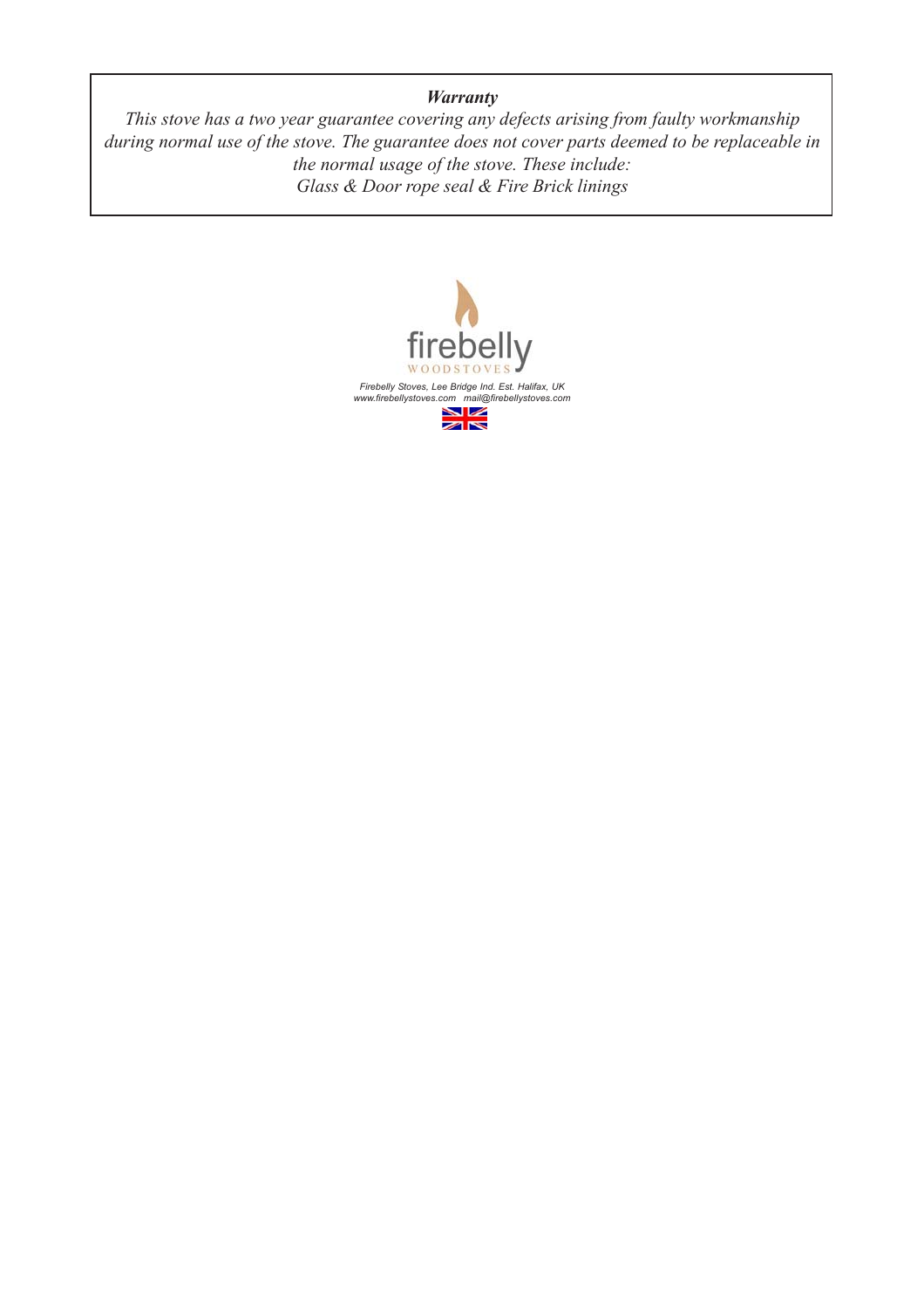***Warranty***

*This stove has a two year guarantee covering any defects arising from faulty workmanship during normal use of the stove. The guarantee does not cover parts deemed to be replaceable in the normal usage of the stove. These include:*
*Glass & Door rope seal & Fire Brick linings*

firebelly
WOODSTOVES

*Firebelly Stoves, Lee Bridge Ind. Est. Halifax, UK*
*www.firebellystoves.com mail@firebellystoves.com*